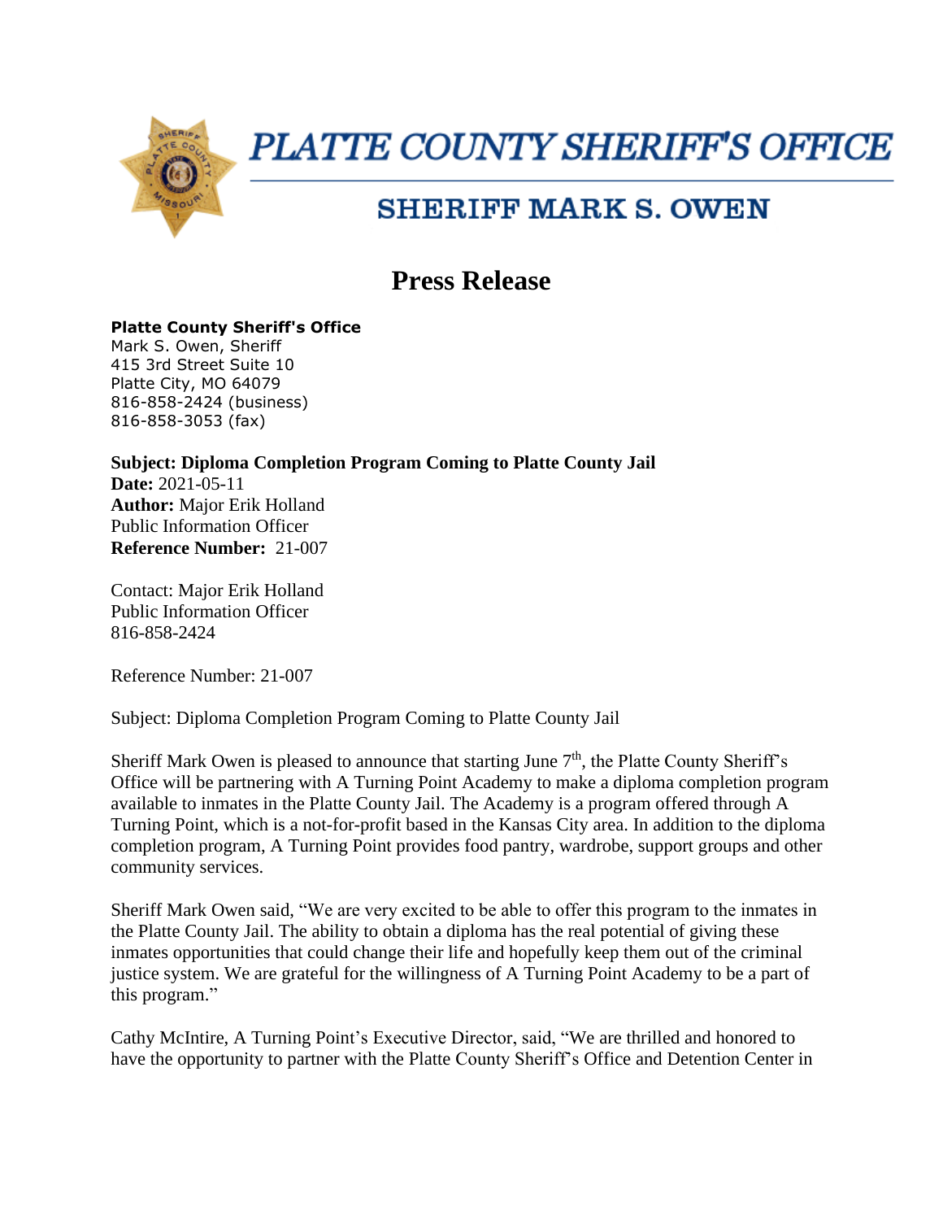# PLATTE COUNTY SHERIFF'S OFFICE

## SHERIFF MARK S. OWEN

# Press Release

**Platte County Sheriff's Office**
Mark S. Owen, Sheriff
415 3rd Street Suite 10
Platte City, MO 64079
816-858-2424 (business)
816-858-3053 (fax)

**Subject: Diploma Completion Program Coming to Platte County Jail**
**Date:** 2021-05-11
**Author:** Major Erik Holland
Public Information Officer
**Reference Number:** 21-007

Contact: Major Erik Holland
Public Information Officer
816-858-2424

Reference Number: 21-007

Subject: Diploma Completion Program Coming to Platte County Jail

Sheriff Mark Owen is pleased to announce that starting June 7th, the Platte County Sheriff's Office will be partnering with A Turning Point Academy to make a diploma completion program available to inmates in the Platte County Jail. The Academy is a program offered through A Turning Point, which is a not-for-profit based in the Kansas City area. In addition to the diploma completion program, A Turning Point provides food pantry, wardrobe, support groups and other community services.

Sheriff Mark Owen said, "We are very excited to be able to offer this program to the inmates in the Platte County Jail. The ability to obtain a diploma has the real potential of giving these inmates opportunities that could change their life and hopefully keep them out of the criminal justice system. We are grateful for the willingness of A Turning Point Academy to be a part of this program."

Cathy McIntire, A Turning Point's Executive Director, said, "We are thrilled and honored to have the opportunity to partner with the Platte County Sheriff's Office and Detention Center in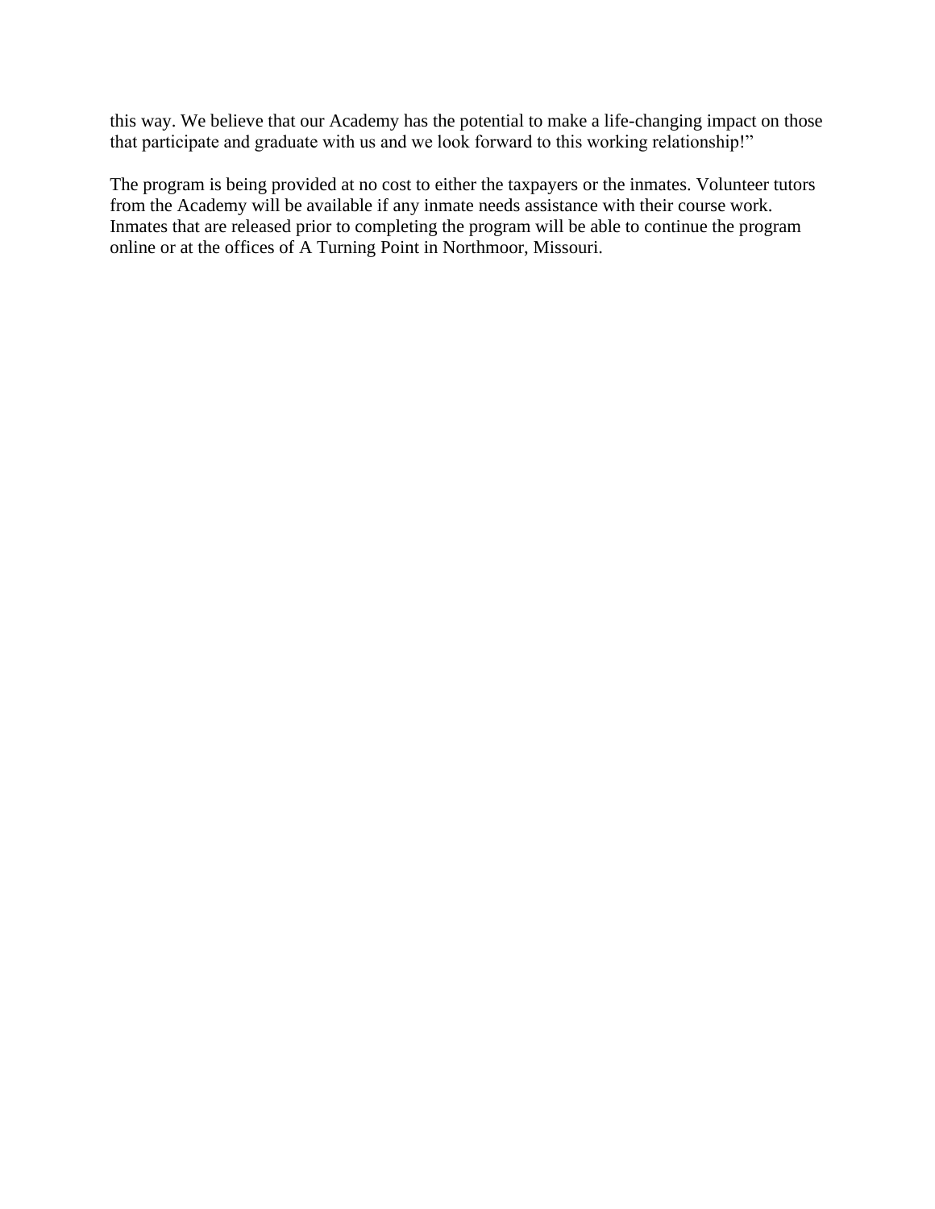this way. We believe that our Academy has the potential to make a life-changing impact on those that participate and graduate with us and we look forward to this working relationship!"

The program is being provided at no cost to either the taxpayers or the inmates. Volunteer tutors from the Academy will be available if any inmate needs assistance with their course work. Inmates that are released prior to completing the program will be able to continue the program online or at the offices of A Turning Point in Northmoor, Missouri.